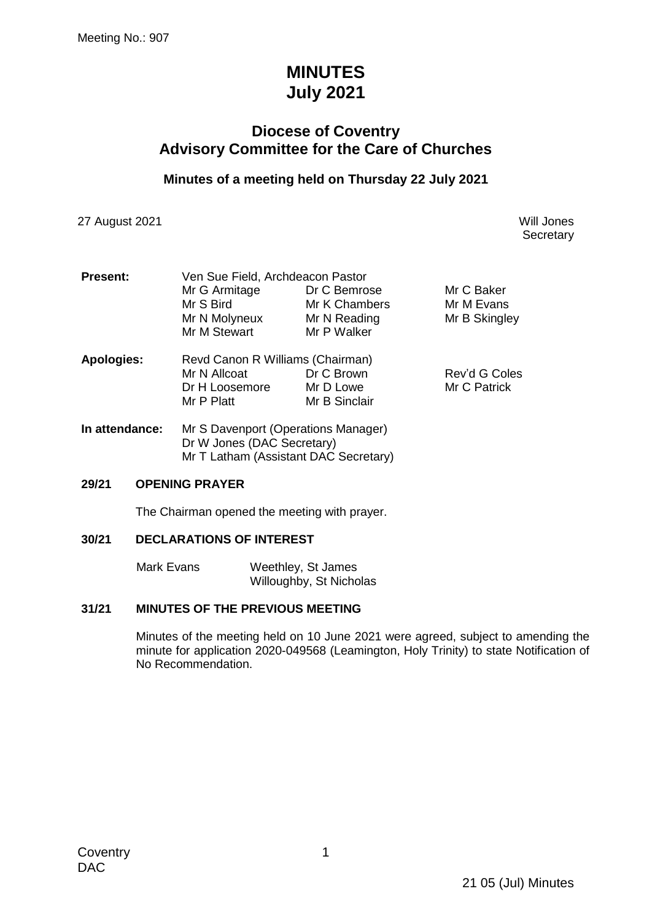Meeting No.: 907

# MINUTES
# July 2021

## Diocese of Coventry
## Advisory Committee for the Care of Churches

### Minutes of a meeting held on Thursday 22 July 2021

27 August 2021

Will Jones
Secretary

| | | | |
|---|---|---|---|
| **Present:** | Ven Sue Field, Archdeacon Pastor | | |
| | Mr G Armitage | Dr C Bemrose | Mr C Baker |
| | Mr S Bird | Mr K Chambers | Mr M Evans |
| | Mr N Molyneux | Mr N Reading | Mr B Skingley |
| | Mr M Stewart | Mr P Walker | |
| **Apologies:** | Revd Canon R Williams (Chairman) | | |
| | Mr N Allcoat | Dr C Brown | Rev'd G Coles |
| | Dr H Loosemore | Mr D Lowe | Mr C Patrick |
| | Mr P Platt | Mr B Sinclair | |
| **In attendance:** | Mr S Davenport (Operations Manager) | | |
| | Dr W Jones (DAC Secretary) | | |
| | Mr T Latham (Assistant DAC Secretary) | | |

**29/21 OPENING PRAYER**

The Chairman opened the meeting with prayer.

**30/21 DECLARATIONS OF INTEREST**

| | |
|---|---|
| Mark Evans | Weethley, St James |
| | Willoughby, St Nicholas |

**31/21 MINUTES OF THE PREVIOUS MEETING**

Minutes of the meeting held on 10 June 2021 were agreed, subject to amending the minute for application 2020-049568 (Leamington, Holy Trinity) to state Notification of No Recommendation.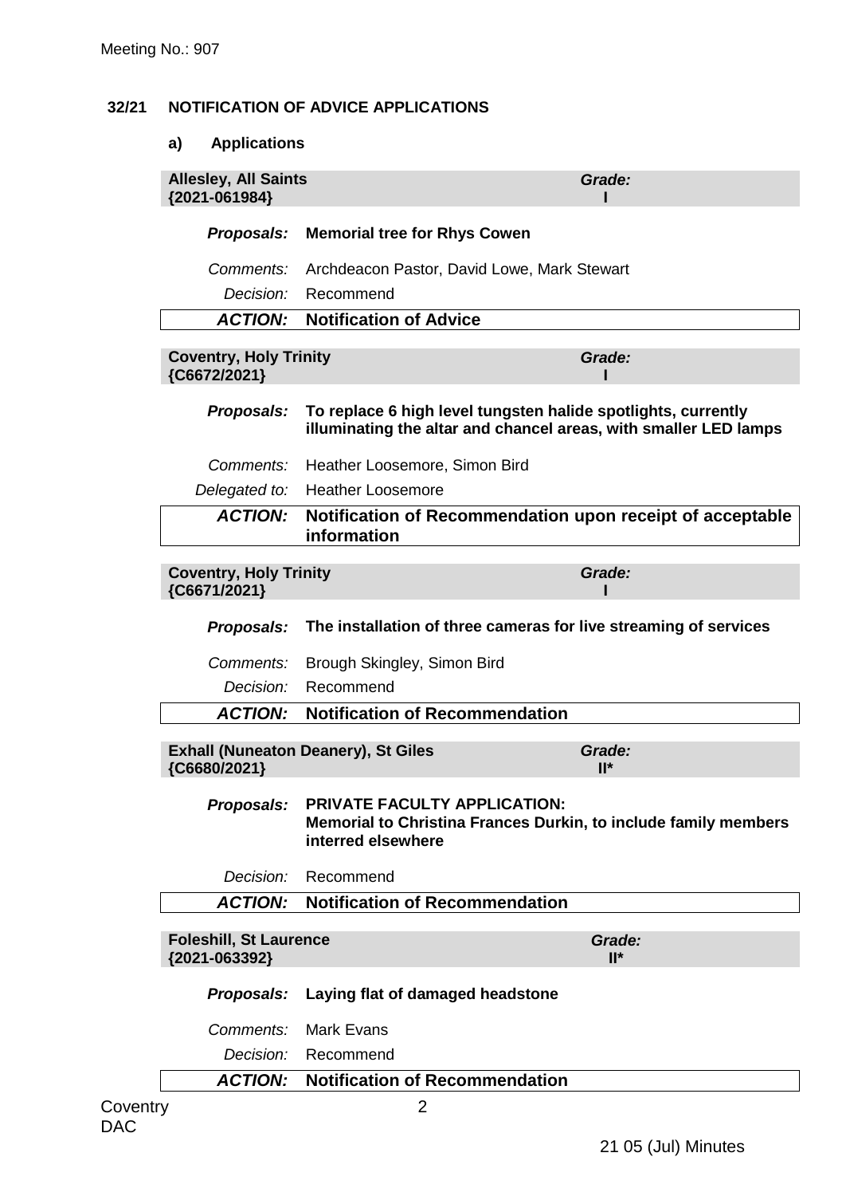## 32/21 NOTIFICATION OF ADVICE APPLICATIONS

### a) Applications

**Allesley, All Saints {2021-061984}** — ***Grade:*** **I**

| | |
|---|---|
| ***Proposals:*** | **Memorial tree for Rhys Cowen** |
| *Comments:* | Archdeacon Pastor, David Lowe, Mark Stewart |
| *Decision:* | Recommend |
| ***ACTION:*** | **Notification of Advice** |

**Coventry, Holy Trinity {C6672/2021}** — ***Grade:*** **I**

| | |
|---|---|
| ***Proposals:*** | **To replace 6 high level tungsten halide spotlights, currently illuminating the altar and chancel areas, with smaller LED lamps** |
| *Comments:* | Heather Loosemore, Simon Bird |
| *Delegated to:* | Heather Loosemore |
| ***ACTION:*** | **Notification of Recommendation upon receipt of acceptable information** |

**Coventry, Holy Trinity {C6671/2021}** — ***Grade:*** **I**

| | |
|---|---|
| ***Proposals:*** | **The installation of three cameras for live streaming of services** |
| *Comments:* | Brough Skingley, Simon Bird |
| *Decision:* | Recommend |
| ***ACTION:*** | **Notification of Recommendation** |

**Exhall (Nuneaton Deanery), St Giles {C6680/2021}** — ***Grade:*** **II***

| | |
|---|---|
| ***Proposals:*** | **PRIVATE FACULTY APPLICATION: Memorial to Christina Frances Durkin, to include family members interred elsewhere** |
| *Decision:* | Recommend |
| ***ACTION:*** | **Notification of Recommendation** |

**Foleshill, St Laurence {2021-063392}** — ***Grade:*** **II***

| | |
|---|---|
| ***Proposals:*** | **Laying flat of damaged headstone** |
| *Comments:* | Mark Evans |
| *Decision:* | Recommend |
| ***ACTION:*** | **Notification of Recommendation** |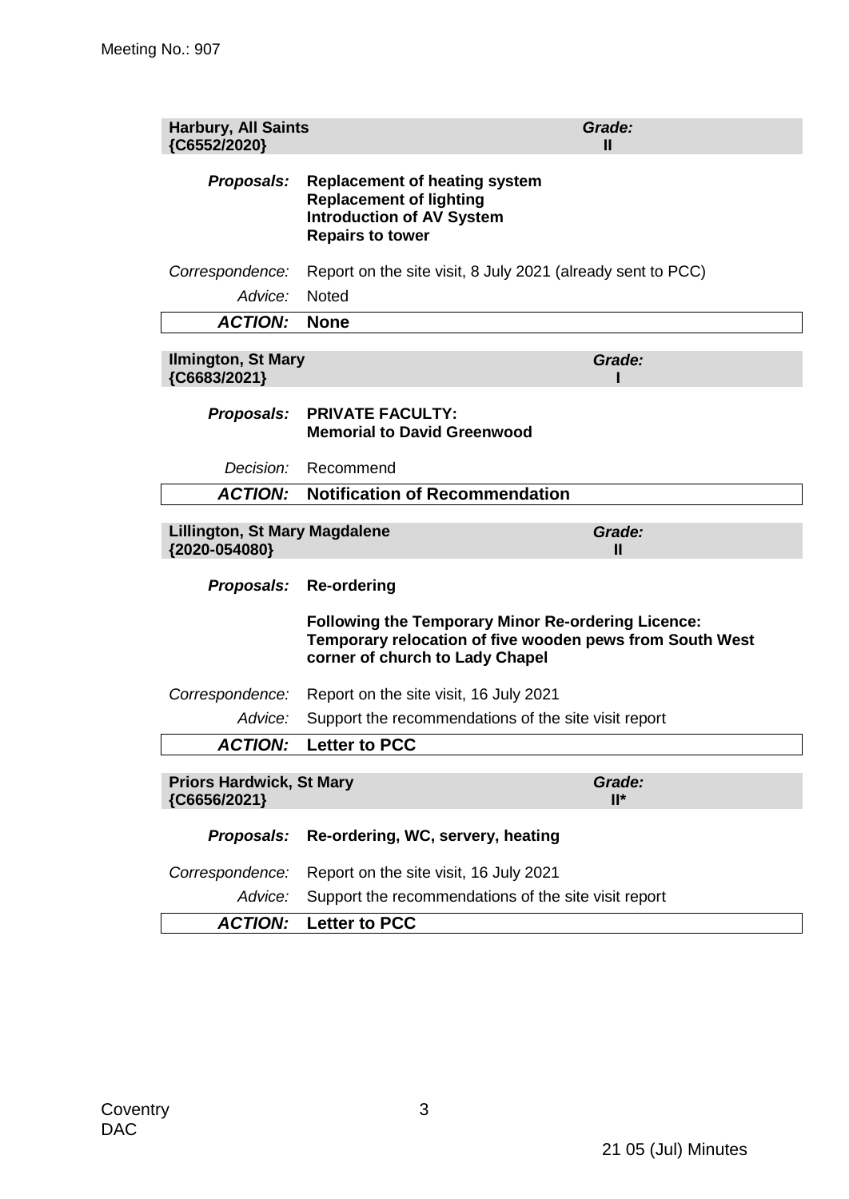| **Harbury, All Saints {C6552/2020}** | ***Grade:* II** |
|---|---|

| | |
|---|---|
| ***Proposals:*** | **Replacement of heating system**<br>**Replacement of lighting**<br>**Introduction of AV System**<br>**Repairs to tower** |
| *Correspondence:* | Report on the site visit, 8 July 2021 (already sent to PCC) |
| *Advice:* | Noted |
| ***ACTION:*** | **None** |

| **Ilmington, St Mary {C6683/2021}** | ***Grade:* I** |
|---|---|

| | |
|---|---|
| ***Proposals:*** | **PRIVATE FACULTY:**<br>**Memorial to David Greenwood** |
| *Decision:* | Recommend |
| ***ACTION:*** | **Notification of Recommendation** |

| **Lillington, St Mary Magdalene {2020-054080}** | ***Grade:* II** |
|---|---|

| | |
|---|---|
| ***Proposals:*** | **Re-ordering**<br><br>**Following the Temporary Minor Re-ordering Licence: Temporary relocation of five wooden pews from South West corner of church to Lady Chapel** |
| *Correspondence:* | Report on the site visit, 16 July 2021 |
| *Advice:* | Support the recommendations of the site visit report |
| ***ACTION:*** | **Letter to PCC** |

| **Priors Hardwick, St Mary {C6656/2021}** | ***Grade:* II*** |
|---|---|

| | |
|---|---|
| ***Proposals:*** | **Re-ordering, WC, servery, heating** |
| *Correspondence:* | Report on the site visit, 16 July 2021 |
| *Advice:* | Support the recommendations of the site visit report |
| ***ACTION:*** | **Letter to PCC** |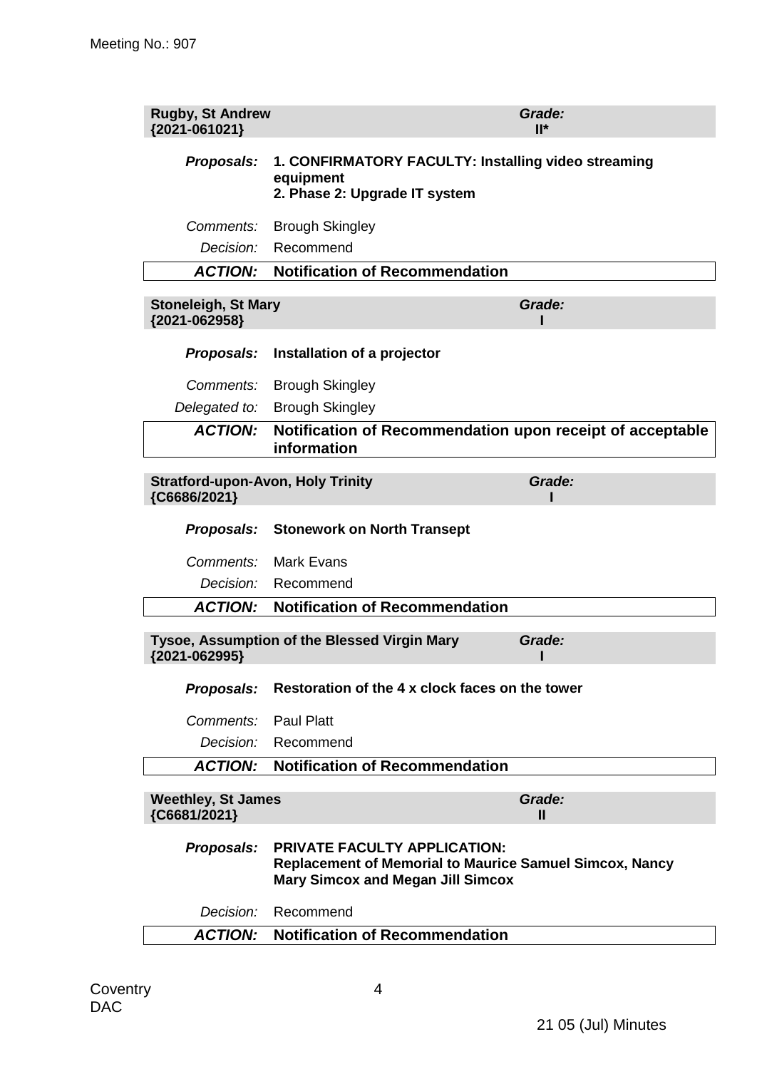**Rugby, St Andrew** **{2021-061021}** — *Grade:* **II***

*Proposals:* **1. CONFIRMATORY FACULTY: Installing video streaming equipment**
**2. Phase 2: Upgrade IT system**

*Comments:* Brough Skingley

*Decision:* Recommend

***ACTION:*** **Notification of Recommendation**

---

**Stoneleigh, St Mary** **{2021-062958}** — *Grade:* **I**

*Proposals:* **Installation of a projector**

*Comments:* Brough Skingley

*Delegated to:* Brough Skingley

***ACTION:*** **Notification of Recommendation upon receipt of acceptable information**

---

**Stratford-upon-Avon, Holy Trinity** **{C6686/2021}** — *Grade:* **I**

*Proposals:* **Stonework on North Transept**

*Comments:* Mark Evans

*Decision:* Recommend

***ACTION:*** **Notification of Recommendation**

---

**Tysoe, Assumption of the Blessed Virgin Mary** **{2021-062995}** — *Grade:* **I**

*Proposals:* **Restoration of the 4 x clock faces on the tower**

*Comments:* Paul Platt

*Decision:* Recommend

***ACTION:*** **Notification of Recommendation**

---

**Weethley, St James** **{C6681/2021}** — *Grade:* **II**

*Proposals:* **PRIVATE FACULTY APPLICATION:**
**Replacement of Memorial to Maurice Samuel Simcox, Nancy Mary Simcox and Megan Jill Simcox**

*Decision:* Recommend

***ACTION:*** **Notification of Recommendation**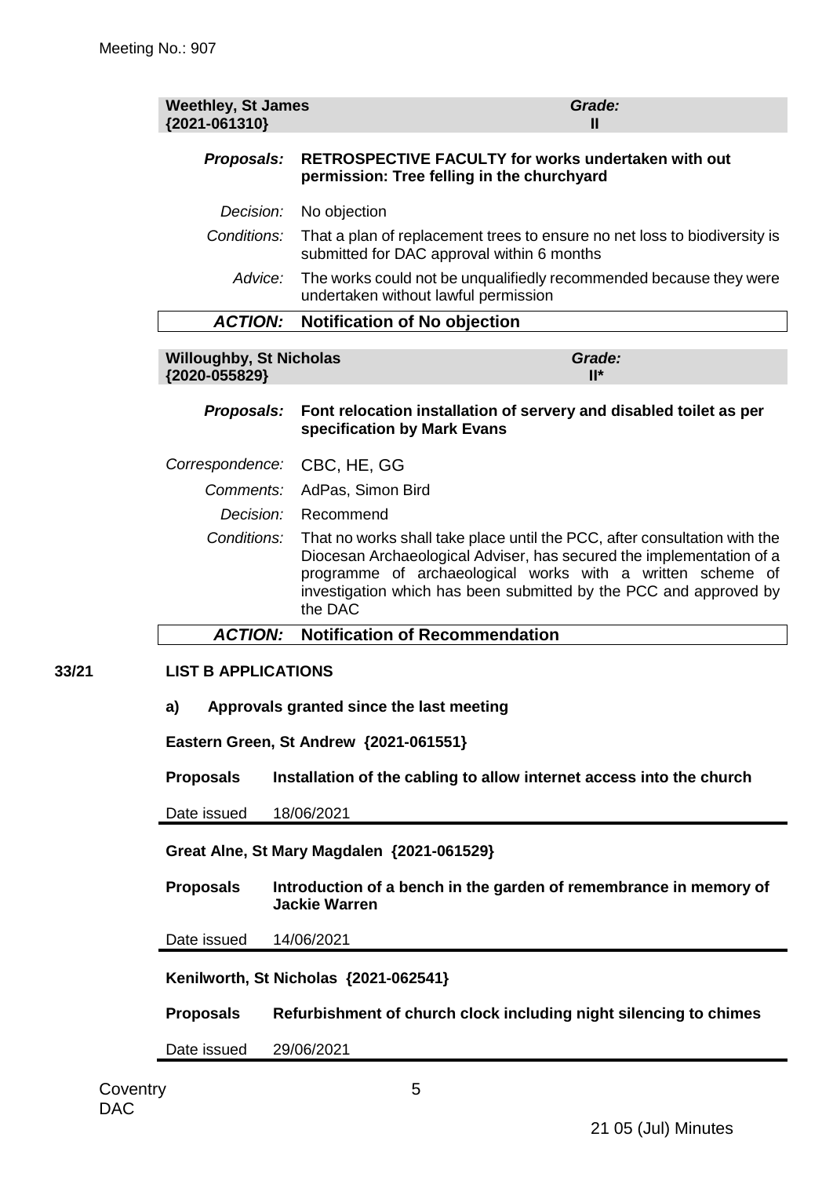| **Weethley, St James {2021-061310}** | ***Grade:* II** |
|---|---|
| ***Proposals:*** | **RETROSPECTIVE FACULTY for works undertaken with out permission: Tree felling in the churchyard** |
| *Decision:* | No objection |
| *Conditions:* | That a plan of replacement trees to ensure no net loss to biodiversity is submitted for DAC approval within 6 months |
| *Advice:* | The works could not be unqualifiedly recommended because they were undertaken without lawful permission |
| ***ACTION:*** | **Notification of No objection** |

| **Willoughby, St Nicholas {2020-055829}** | ***Grade:* II*** |
|---|---|
| ***Proposals:*** | **Font relocation installation of servery and disabled toilet as per specification by Mark Evans** |
| *Correspondence:* | CBC, HE, GG |
| *Comments:* | AdPas, Simon Bird |
| *Decision:* | Recommend |
| *Conditions:* | That no works shall take place until the PCC, after consultation with the Diocesan Archaeological Adviser, has secured the implementation of a programme of archaeological works with a written scheme of investigation which has been submitted by the PCC and approved by the DAC |
| ***ACTION:*** | **Notification of Recommendation** |

**33/21 LIST B APPLICATIONS**

**a) Approvals granted since the last meeting**

**Eastern Green, St Andrew {2021-061551}**

**Proposals** **Installation of the cabling to allow internet access into the church**

Date issued 18/06/2021

**Great Alne, St Mary Magdalen {2021-061529}**

**Proposals** **Introduction of a bench in the garden of remembrance in memory of Jackie Warren**

Date issued 14/06/2021

**Kenilworth, St Nicholas {2021-062541}**

**Proposals** **Refurbishment of church clock including night silencing to chimes**

Date issued 29/06/2021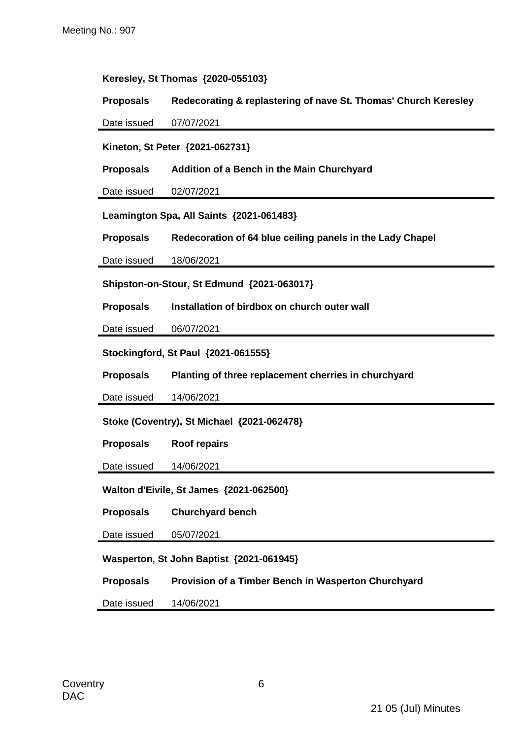**Keresley, St Thomas {2020-055103}**

| | |
|---|---|
| **Proposals** | **Redecorating & replastering of nave St. Thomas' Church Keresley** |
| Date issued | 07/07/2021 |

**Kineton, St Peter {2021-062731}**

| | |
|---|---|
| **Proposals** | **Addition of a Bench in the Main Churchyard** |
| Date issued | 02/07/2021 |

**Leamington Spa, All Saints {2021-061483}**

| | |
|---|---|
| **Proposals** | **Redecoration of 64 blue ceiling panels in the Lady Chapel** |
| Date issued | 18/06/2021 |

**Shipston-on-Stour, St Edmund {2021-063017}**

| | |
|---|---|
| **Proposals** | **Installation of birdbox on church outer wall** |
| Date issued | 06/07/2021 |

**Stockingford, St Paul {2021-061555}**

| | |
|---|---|
| **Proposals** | **Planting of three replacement cherries in churchyard** |
| Date issued | 14/06/2021 |

**Stoke (Coventry), St Michael {2021-062478}**

| | |
|---|---|
| **Proposals** | **Roof repairs** |
| Date issued | 14/06/2021 |

**Walton d'Eivile, St James {2021-062500}**

| | |
|---|---|
| **Proposals** | **Churchyard bench** |
| Date issued | 05/07/2021 |

**Wasperton, St John Baptist {2021-061945}**

| | |
|---|---|
| **Proposals** | **Provision of a Timber Bench in Wasperton Churchyard** |
| Date issued | 14/06/2021 |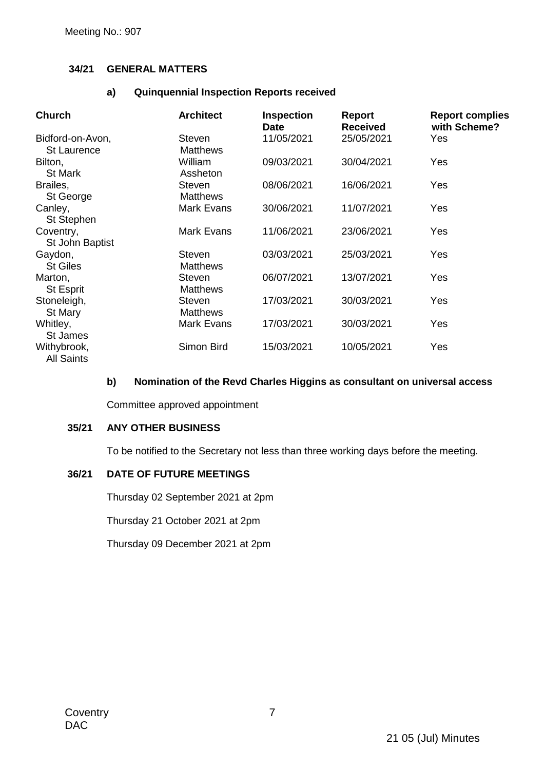Meeting No.: 907

**34/21 GENERAL MATTERS**

**a) Quinquennial Inspection Reports received**

| Church | Architect | Inspection Date | Report Received | Report complies with Scheme? |
|---|---|---|---|---|
| Bidford-on-Avon, St Laurence | Steven Matthews | 11/05/2021 | 25/05/2021 | Yes |
| Bilton, St Mark | William Assheton | 09/03/2021 | 30/04/2021 | Yes |
| Brailes, St George | Steven Matthews | 08/06/2021 | 16/06/2021 | Yes |
| Canley, St Stephen | Mark Evans | 30/06/2021 | 11/07/2021 | Yes |
| Coventry, St John Baptist | Mark Evans | 11/06/2021 | 23/06/2021 | Yes |
| Gaydon, St Giles | Steven Matthews | 03/03/2021 | 25/03/2021 | Yes |
| Marton, St Esprit | Steven Matthews | 06/07/2021 | 13/07/2021 | Yes |
| Stoneleigh, St Mary | Steven Matthews | 17/03/2021 | 30/03/2021 | Yes |
| Whitley, St James | Mark Evans | 17/03/2021 | 30/03/2021 | Yes |
| Withybrook, All Saints | Simon Bird | 15/03/2021 | 10/05/2021 | Yes |

**b) Nomination of the Revd Charles Higgins as consultant on universal access**

Committee approved appointment

**35/21 ANY OTHER BUSINESS**

To be notified to the Secretary not less than three working days before the meeting.

**36/21 DATE OF FUTURE MEETINGS**

Thursday 02 September 2021 at 2pm

Thursday 21 October 2021 at 2pm

Thursday 09 December 2021 at 2pm